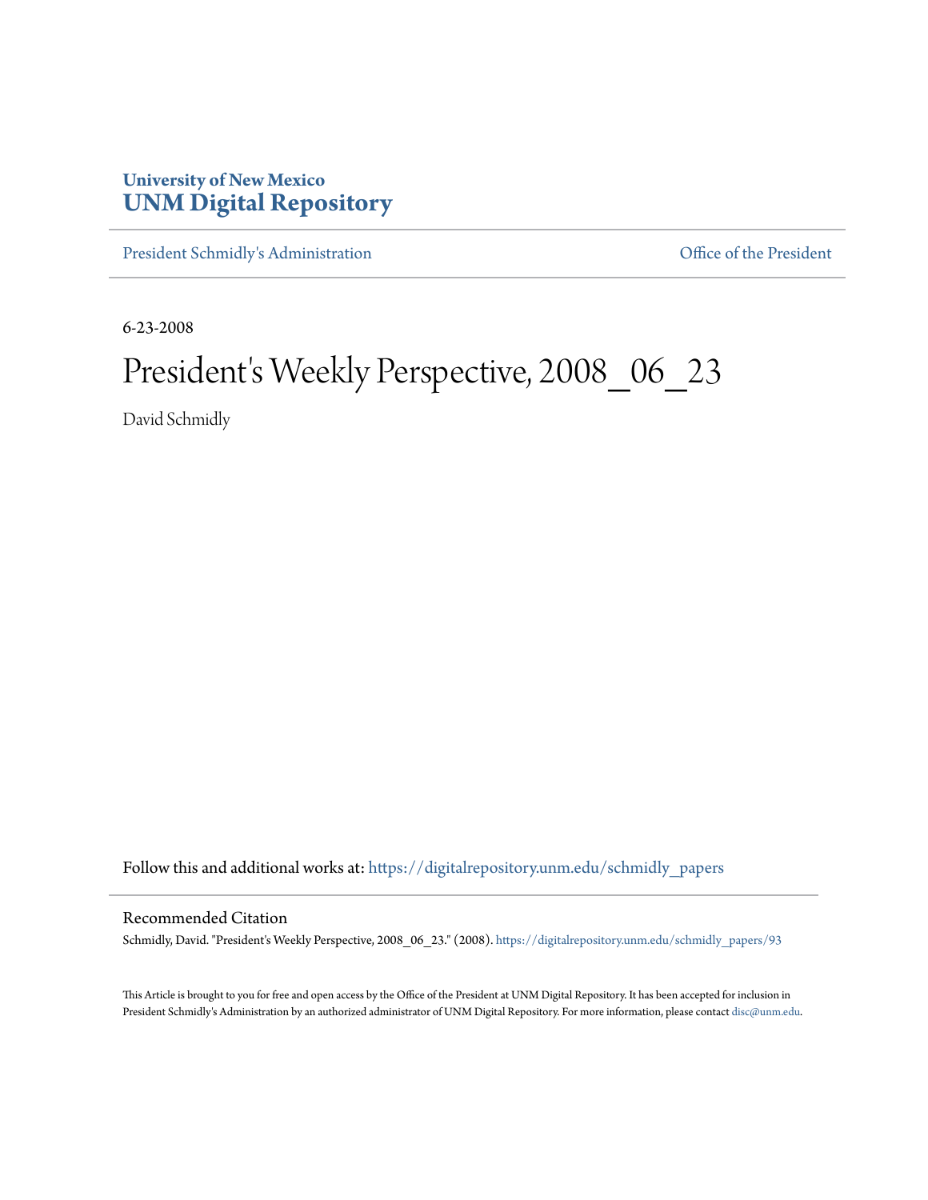University of New Mexico
**UNM Digital Repository**

President Schmidly's Administration | Office of the President

6-23-2008

# President's Weekly Perspective, 2008_06_23

David Schmidly

Follow this and additional works at: https://digitalrepository.unm.edu/schmidly_papers

## Recommended Citation

Schmidly, David. "President's Weekly Perspective, 2008_06_23." (2008). https://digitalrepository.unm.edu/schmidly_papers/93

This Article is brought to you for free and open access by the Office of the President at UNM Digital Repository. It has been accepted for inclusion in President Schmidly's Administration by an authorized administrator of UNM Digital Repository. For more information, please contact disc@unm.edu.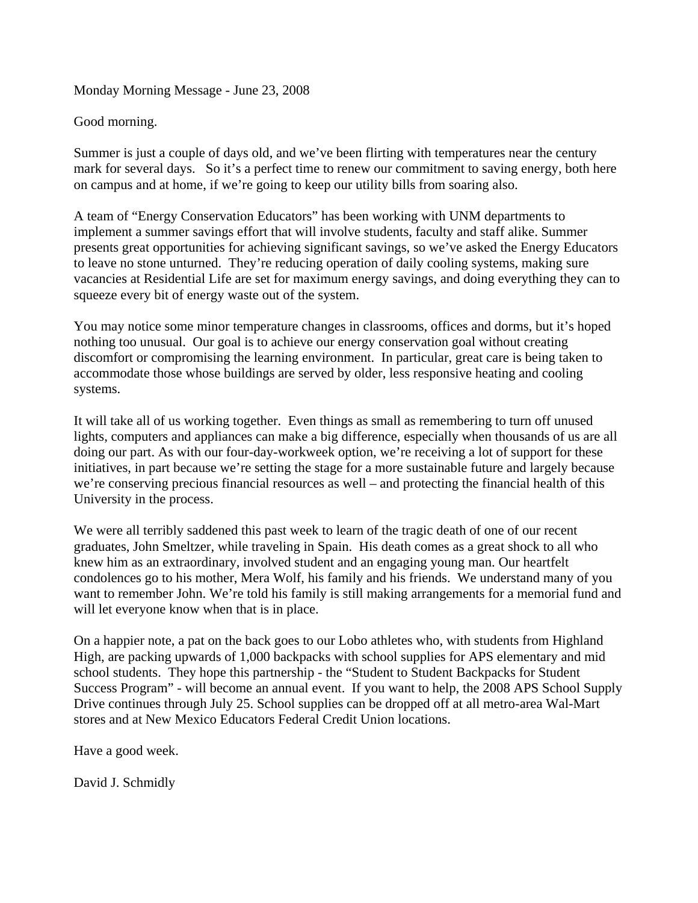Monday Morning Message - June 23, 2008

Good morning.

Summer is just a couple of days old, and we've been flirting with temperatures near the century mark for several days. So it's a perfect time to renew our commitment to saving energy, both here on campus and at home, if we're going to keep our utility bills from soaring also.

A team of "Energy Conservation Educators" has been working with UNM departments to implement a summer savings effort that will involve students, faculty and staff alike. Summer presents great opportunities for achieving significant savings, so we've asked the Energy Educators to leave no stone unturned. They're reducing operation of daily cooling systems, making sure vacancies at Residential Life are set for maximum energy savings, and doing everything they can to squeeze every bit of energy waste out of the system.

You may notice some minor temperature changes in classrooms, offices and dorms, but it's hoped nothing too unusual. Our goal is to achieve our energy conservation goal without creating discomfort or compromising the learning environment. In particular, great care is being taken to accommodate those whose buildings are served by older, less responsive heating and cooling systems.

It will take all of us working together. Even things as small as remembering to turn off unused lights, computers and appliances can make a big difference, especially when thousands of us are all doing our part. As with our four-day-workweek option, we're receiving a lot of support for these initiatives, in part because we're setting the stage for a more sustainable future and largely because we're conserving precious financial resources as well – and protecting the financial health of this University in the process.

We were all terribly saddened this past week to learn of the tragic death of one of our recent graduates, John Smeltzer, while traveling in Spain. His death comes as a great shock to all who knew him as an extraordinary, involved student and an engaging young man. Our heartfelt condolences go to his mother, Mera Wolf, his family and his friends. We understand many of you want to remember John. We're told his family is still making arrangements for a memorial fund and will let everyone know when that is in place.

On a happier note, a pat on the back goes to our Lobo athletes who, with students from Highland High, are packing upwards of 1,000 backpacks with school supplies for APS elementary and mid school students. They hope this partnership - the "Student to Student Backpacks for Student Success Program" - will become an annual event. If you want to help, the 2008 APS School Supply Drive continues through July 25. School supplies can be dropped off at all metro-area Wal-Mart stores and at New Mexico Educators Federal Credit Union locations.

Have a good week.

David J. Schmidly